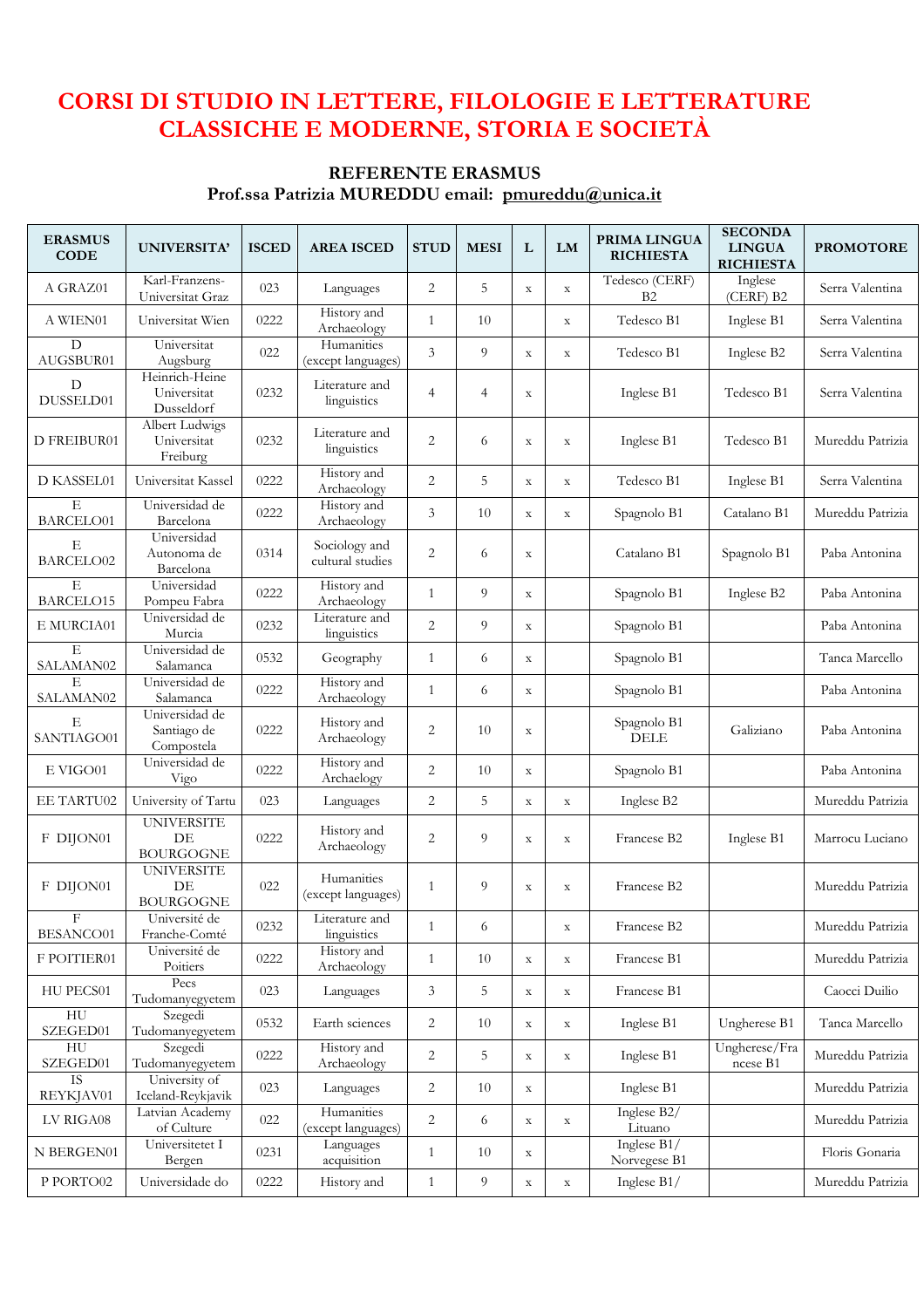# CORSI DI STUDIO IN LETTERE, FILOLOGIE E LETTERATURE CLASSICHE E MODERNE, STORIA E SOCIETÀ

**REFERENTE ERASMUS**
**Prof.ssa Patrizia MUREDDU email: pmureddu@unica.it**

| ERASMUS CODE | UNIVERSITA' | ISCED | AREA ISCED | STUD | MESI | L | LM | PRIMA LINGUA RICHIESTA | SECONDA LINGUA RICHIESTA | PROMOTORE |
|---|---|---|---|---|---|---|---|---|---|---|
| A GRAZ01 | Karl-Franzens-Universitat Graz | 023 | Languages | 2 | 5 | x | x | Tedesco (CERF) B2 | Inglese (CERF) B2 | Serra Valentina |
| A WIEN01 | Universitat Wien | 0222 | History and Archaeology | 1 | 10 | | x | Tedesco B1 | Inglese B1 | Serra Valentina |
| D AUGSBUR01 | Universitat Augsburg | 022 | Humanities (except languages) | 3 | 9 | x | x | Tedesco B1 | Inglese B2 | Serra Valentina |
| D DUSSELD01 | Heinrich-Heine Universitat Dusseldorf | 0232 | Literature and linguistics | 4 | 4 | x | | Inglese B1 | Tedesco B1 | Serra Valentina |
| D FREIBUR01 | Albert Ludwigs Universitat Freiburg | 0232 | Literature and linguistics | 2 | 6 | x | x | Inglese B1 | Tedesco B1 | Mureddu Patrizia |
| D KASSEL01 | Universitat Kassel | 0222 | History and Archaeology | 2 | 5 | x | x | Tedesco B1 | Inglese B1 | Serra Valentina |
| E BARCELO01 | Universidad de Barcelona | 0222 | History and Archaeology | 3 | 10 | x | x | Spagnolo B1 | Catalano B1 | Mureddu Patrizia |
| E BARCELO02 | Universidad Autonoma de Barcelona | 0314 | Sociology and cultural studies | 2 | 6 | x | | Catalano B1 | Spagnolo B1 | Paba Antonina |
| E BARCELO15 | Universidad Pompeu Fabra | 0222 | History and Archaeology | 1 | 9 | x | | Spagnolo B1 | Inglese B2 | Paba Antonina |
| E MURCIA01 | Universidad de Murcia | 0232 | Literature and linguistics | 2 | 9 | x | | Spagnolo B1 | | Paba Antonina |
| E SALAMAN02 | Universidad de Salamanca | 0532 | Geography | 1 | 6 | x | | Spagnolo B1 | | Tanca Marcello |
| E SALAMAN02 | Universidad de Salamanca | 0222 | History and Archaeology | 1 | 6 | x | | Spagnolo B1 | | Paba Antonina |
| E SANTIAGO01 | Universidad de Santiago de Compostela | 0222 | History and Archaeology | 2 | 10 | x | | Spagnolo B1 DELE | Galiziano | Paba Antonina |
| E VIGO01 | Universidad de Vigo | 0222 | History and Archaeology | 2 | 10 | x | | Spagnolo B1 | | Paba Antonina |
| EE TARTU02 | University of Tartu | 023 | Languages | 2 | 5 | x | x | Inglese B2 | | Mureddu Patrizia |
| F DIJON01 | UNIVERSITE DE BOURGOGNE | 0222 | History and Archaeology | 2 | 9 | x | x | Francese B2 | Inglese B1 | Marrocu Luciano |
| F DIJON01 | UNIVERSITE DE BOURGOGNE | 022 | Humanities (except languages) | 1 | 9 | x | x | Francese B2 | | Mureddu Patrizia |
| F BESANCO01 | Université de Franche-Comté | 0232 | Literature and linguistics | 1 | 6 | | x | Francese B2 | | Mureddu Patrizia |
| F POITIER01 | Université de Poitiers | 0222 | History and Archaeology | 1 | 10 | x | x | Francese B1 | | Mureddu Patrizia |
| HU PECS01 | Pecs Tudomanyegyetem | 023 | Languages | 3 | 5 | x | x | Francese B1 | | Caocci Duilio |
| HU SZEGED01 | Szegedi Tudomanyegyetem | 0532 | Earth sciences | 2 | 10 | x | x | Inglese B1 | Ungherese B1 | Tanca Marcello |
| HU SZEGED01 | Szegedi Tudomanyegyetem | 0222 | History and Archaeology | 2 | 5 | x | x | Inglese B1 | Ungherese/Francese B1 | Mureddu Patrizia |
| IS REYKJAV01 | University of Iceland-Reykjavik | 023 | Languages | 2 | 10 | x | | Inglese B1 | | Mureddu Patrizia |
| LV RIGA08 | Latvian Academy of Culture | 022 | Humanities (except languages) | 2 | 6 | x | x | Inglese B2/ Lituano | | Mureddu Patrizia |
| N BERGEN01 | Universitetet I Bergen | 0231 | Languages acquisition | 1 | 10 | x | | Inglese B1/ Norvegese B1 | | Floris Gonaria |
| P PORTO02 | Universidade do | 0222 | History and | 1 | 9 | x | x | Inglese B1/ | | Mureddu Patrizia |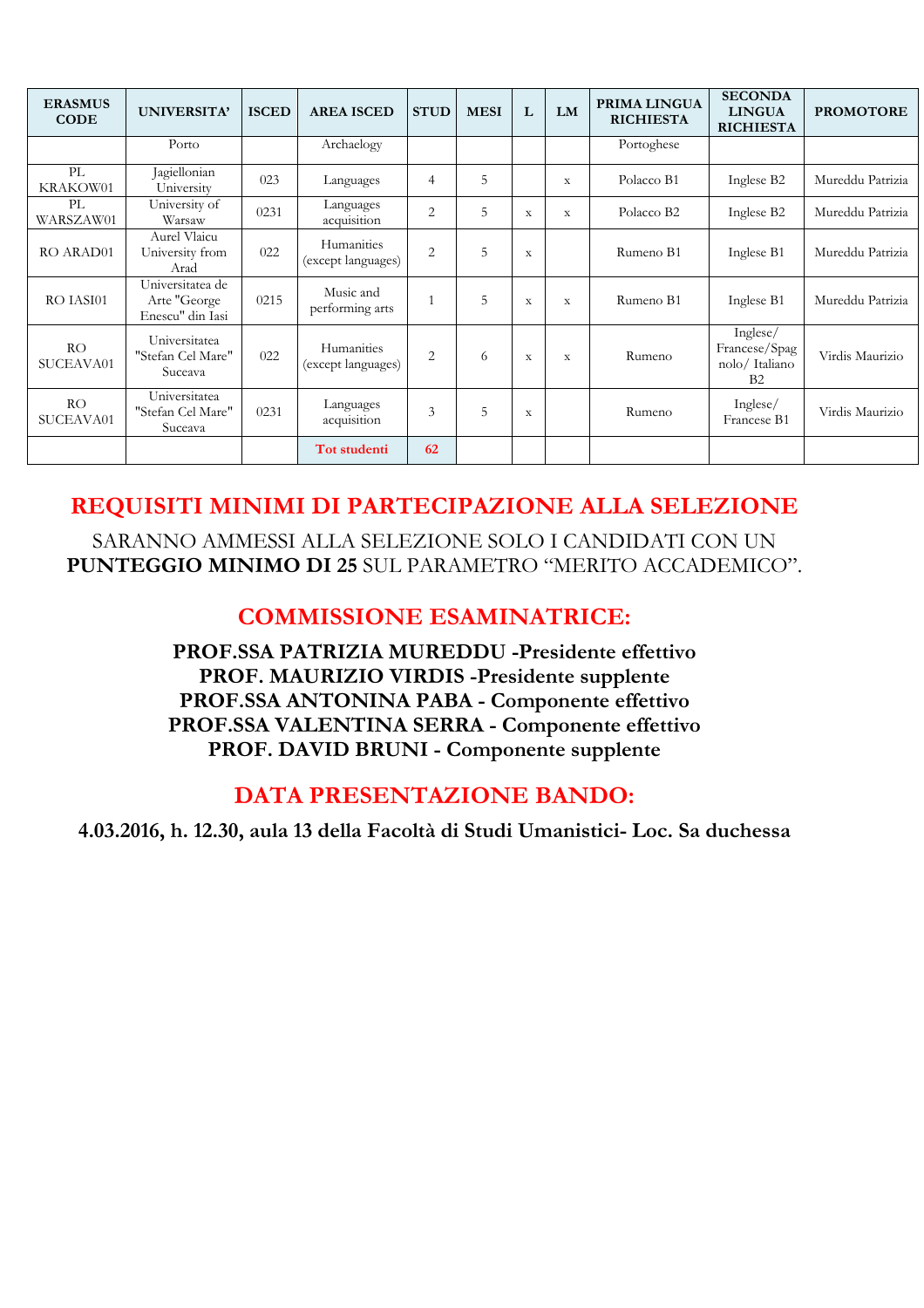| ERASMUS CODE | UNIVERSITA' | ISCED | AREA ISCED | STUD | MESI | L | LM | PRIMA LINGUA RICHIESTA | SECONDA LINGUA RICHIESTA | PROMOTORE |
|---|---|---|---|---|---|---|---|---|---|---|
| | Porto | | Archaelogy | | | | | Portoghese | | |
| PL KRAKOW01 | Jagiellonian University | 023 | Languages | 4 | 5 | | x | Polacco B1 | Inglese B2 | Mureddu Patrizia |
| PL WARSZAW01 | University of Warsaw | 0231 | Languages acquisition | 2 | 5 | x | x | Polacco B2 | Inglese B2 | Mureddu Patrizia |
| RO ARAD01 | Aurel Vlaicu University from Arad | 022 | Humanities (except languages) | 2 | 5 | x | | Rumeno B1 | Inglese B1 | Mureddu Patrizia |
| RO IASI01 | Universitatea de Arte "George Enescu" din Iasi | 0215 | Music and performing arts | 1 | 5 | x | x | Rumeno B1 | Inglese B1 | Mureddu Patrizia |
| RO SUCEAVA01 | Universitatea "Stefan Cel Mare" Suceava | 022 | Humanities (except languages) | 2 | 6 | x | x | Rumeno | Inglese/ Francese/Spagnolo/ Italiano B2 | Virdis Maurizio |
| RO SUCEAVA01 | Universitatea "Stefan Cel Mare" Suceava | 0231 | Languages acquisition | 3 | 5 | x | | Rumeno | Inglese/ Francese B1 | Virdis Maurizio |
| | | | **Tot studenti** | **62** | | | | | | |

## REQUISITI MINIMI DI PARTECIPAZIONE ALLA SELEZIONE

SARANNO AMMESSI ALLA SELEZIONE SOLO I CANDIDATI CON UN **PUNTEGGIO MINIMO DI 25** SUL PARAMETRO "MERITO ACCADEMICO".

## COMMISSIONE ESAMINATRICE:

**PROF.SSA PATRIZIA MUREDDU -Presidente effettivo**
**PROF. MAURIZIO VIRDIS -Presidente supplente**
**PROF.SSA ANTONINA PABA - Componente effettivo**
**PROF.SSA VALENTINA SERRA - Componente effettivo**
**PROF. DAVID BRUNI - Componente supplente**

## DATA PRESENTAZIONE BANDO:

**4.03.2016, h. 12.30, aula 13 della Facoltà di Studi Umanistici- Loc. Sa duchessa**